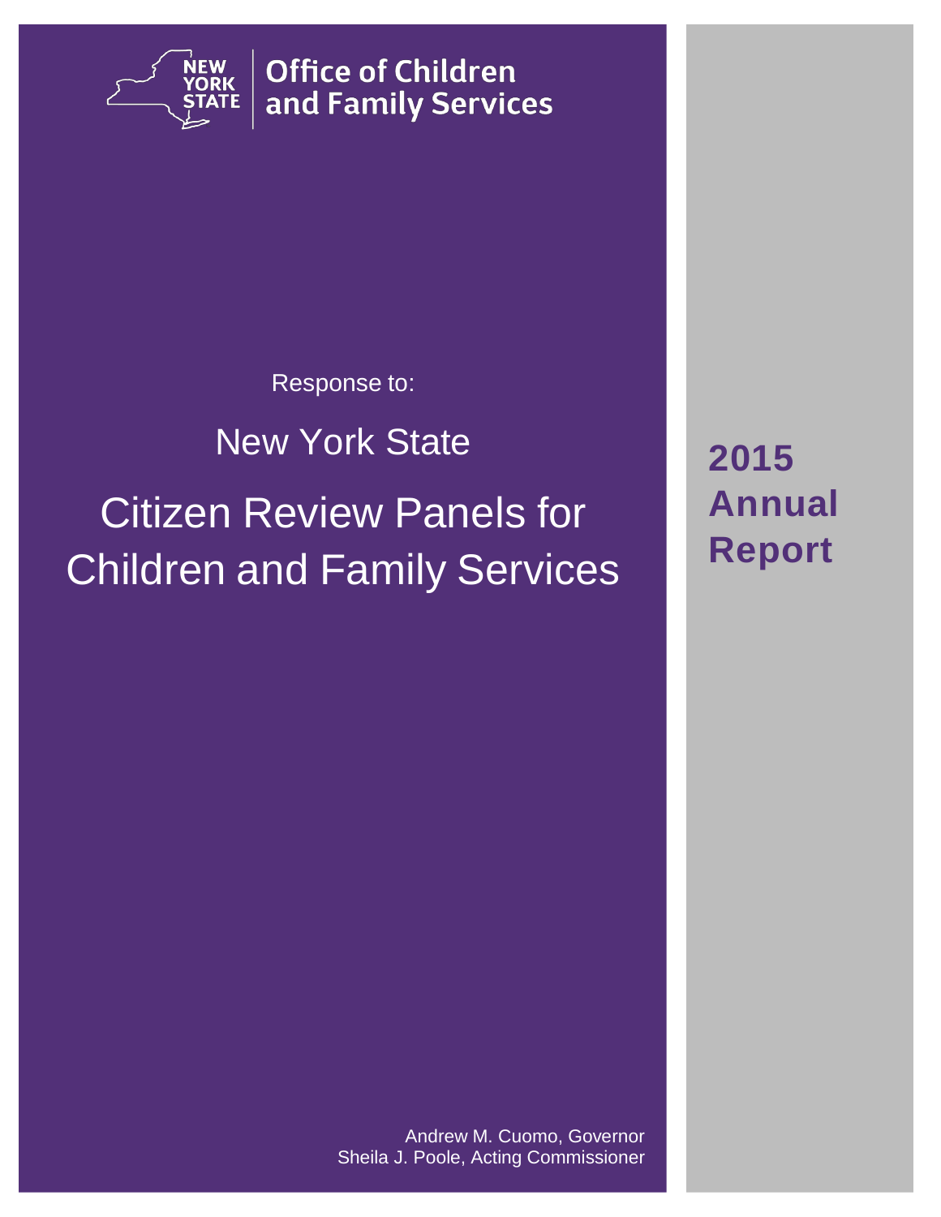NEW YORK STATE | Office of Children and Family Services

Response to:

# New York State

# Citizen Review Panels for Children and Family Services

**2015 Annual Report**

Andrew M. Cuomo, Governor
Sheila J. Poole, Acting Commissioner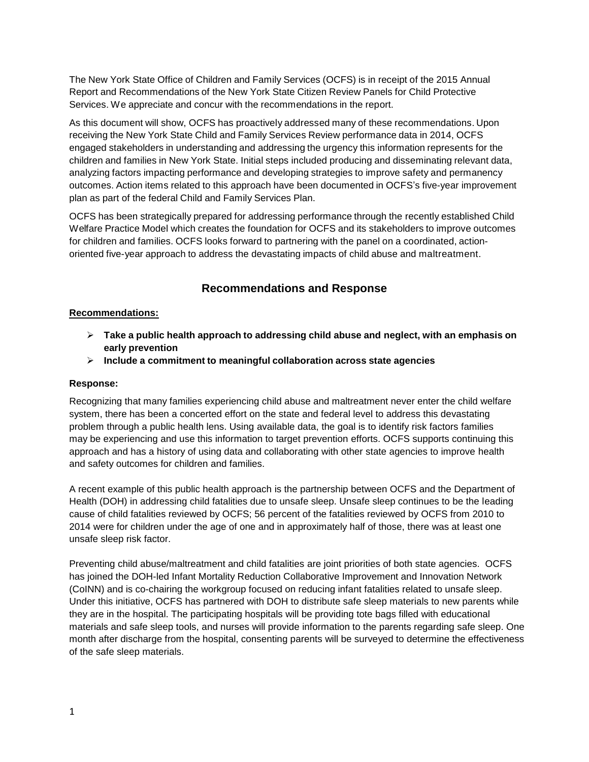The New York State Office of Children and Family Services (OCFS) is in receipt of the 2015 Annual Report and Recommendations of the New York State Citizen Review Panels for Child Protective Services. We appreciate and concur with the recommendations in the report.

As this document will show, OCFS has proactively addressed many of these recommendations. Upon receiving the New York State Child and Family Services Review performance data in 2014, OCFS engaged stakeholders in understanding and addressing the urgency this information represents for the children and families in New York State. Initial steps included producing and disseminating relevant data, analyzing factors impacting performance and developing strategies to improve safety and permanency outcomes. Action items related to this approach have been documented in OCFS's five-year improvement plan as part of the federal Child and Family Services Plan.

OCFS has been strategically prepared for addressing performance through the recently established Child Welfare Practice Model which creates the foundation for OCFS and its stakeholders to improve outcomes for children and families. OCFS looks forward to partnering with the panel on a coordinated, action-oriented five-year approach to address the devastating impacts of child abuse and maltreatment.

## Recommendations and Response

**Recommendations:**

- **Take a public health approach to addressing child abuse and neglect, with an emphasis on early prevention**
- **Include a commitment to meaningful collaboration across state agencies**

**Response:**

Recognizing that many families experiencing child abuse and maltreatment never enter the child welfare system, there has been a concerted effort on the state and federal level to address this devastating problem through a public health lens. Using available data, the goal is to identify risk factors families may be experiencing and use this information to target prevention efforts. OCFS supports continuing this approach and has a history of using data and collaborating with other state agencies to improve health and safety outcomes for children and families.

A recent example of this public health approach is the partnership between OCFS and the Department of Health (DOH) in addressing child fatalities due to unsafe sleep. Unsafe sleep continues to be the leading cause of child fatalities reviewed by OCFS; 56 percent of the fatalities reviewed by OCFS from 2010 to 2014 were for children under the age of one and in approximately half of those, there was at least one unsafe sleep risk factor.

Preventing child abuse/maltreatment and child fatalities are joint priorities of both state agencies. OCFS has joined the DOH-led Infant Mortality Reduction Collaborative Improvement and Innovation Network (CoINN) and is co-chairing the workgroup focused on reducing infant fatalities related to unsafe sleep. Under this initiative, OCFS has partnered with DOH to distribute safe sleep materials to new parents while they are in the hospital. The participating hospitals will be providing tote bags filled with educational materials and safe sleep tools, and nurses will provide information to the parents regarding safe sleep. One month after discharge from the hospital, consenting parents will be surveyed to determine the effectiveness of the safe sleep materials.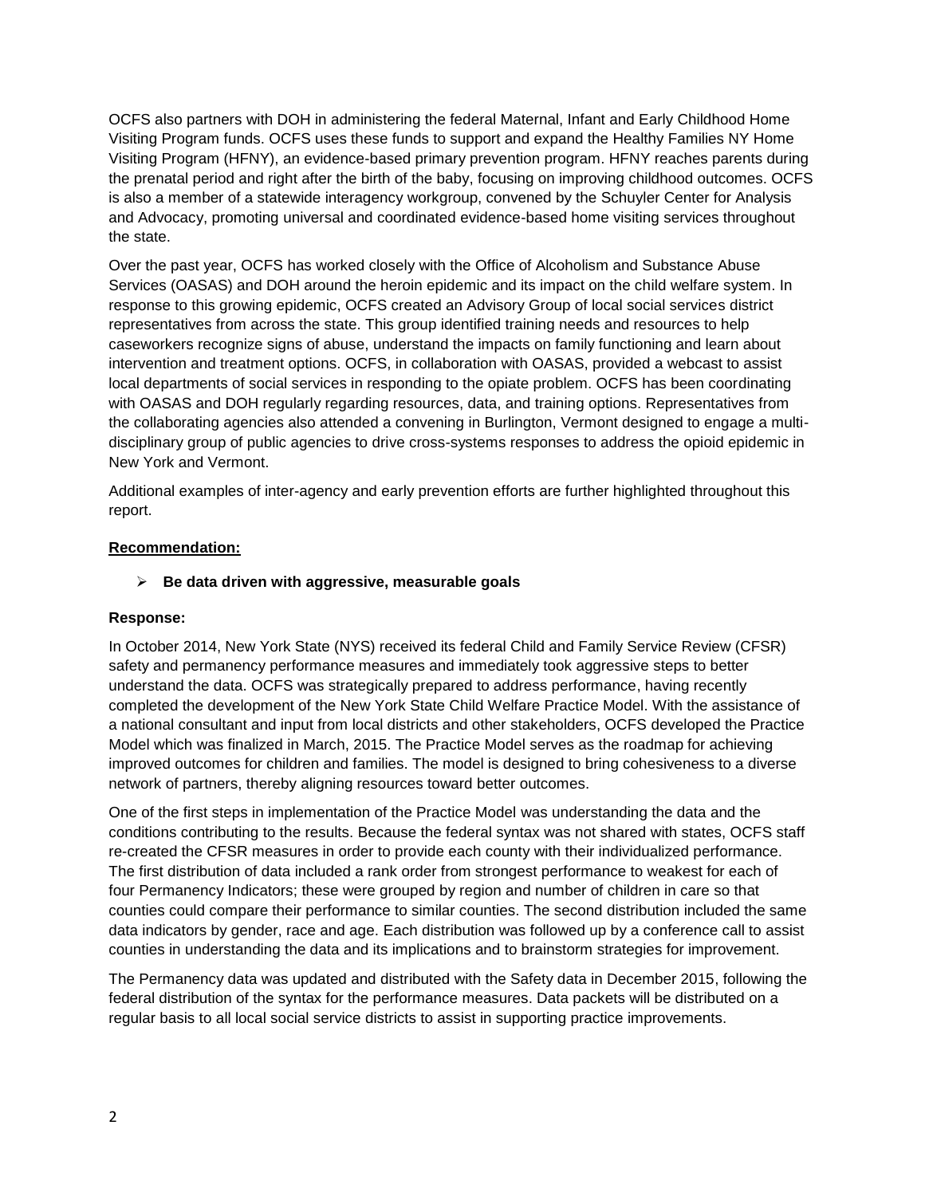OCFS also partners with DOH in administering the federal Maternal, Infant and Early Childhood Home Visiting Program funds. OCFS uses these funds to support and expand the Healthy Families NY Home Visiting Program (HFNY), an evidence-based primary prevention program. HFNY reaches parents during the prenatal period and right after the birth of the baby, focusing on improving childhood outcomes. OCFS is also a member of a statewide interagency workgroup, convened by the Schuyler Center for Analysis and Advocacy, promoting universal and coordinated evidence-based home visiting services throughout the state.

Over the past year, OCFS has worked closely with the Office of Alcoholism and Substance Abuse Services (OASAS) and DOH around the heroin epidemic and its impact on the child welfare system. In response to this growing epidemic, OCFS created an Advisory Group of local social services district representatives from across the state. This group identified training needs and resources to help caseworkers recognize signs of abuse, understand the impacts on family functioning and learn about intervention and treatment options. OCFS, in collaboration with OASAS, provided a webcast to assist local departments of social services in responding to the opiate problem. OCFS has been coordinating with OASAS and DOH regularly regarding resources, data, and training options. Representatives from the collaborating agencies also attended a convening in Burlington, Vermont designed to engage a multi-disciplinary group of public agencies to drive cross-systems responses to address the opioid epidemic in New York and Vermont.

Additional examples of inter-agency and early prevention efforts are further highlighted throughout this report.

**Recommendation:**

- **Be data driven with aggressive, measurable goals**

**Response:**

In October 2014, New York State (NYS) received its federal Child and Family Service Review (CFSR) safety and permanency performance measures and immediately took aggressive steps to better understand the data. OCFS was strategically prepared to address performance, having recently completed the development of the New York State Child Welfare Practice Model. With the assistance of a national consultant and input from local districts and other stakeholders, OCFS developed the Practice Model which was finalized in March, 2015. The Practice Model serves as the roadmap for achieving improved outcomes for children and families. The model is designed to bring cohesiveness to a diverse network of partners, thereby aligning resources toward better outcomes.

One of the first steps in implementation of the Practice Model was understanding the data and the conditions contributing to the results. Because the federal syntax was not shared with states, OCFS staff re-created the CFSR measures in order to provide each county with their individualized performance. The first distribution of data included a rank order from strongest performance to weakest for each of four Permanency Indicators; these were grouped by region and number of children in care so that counties could compare their performance to similar counties. The second distribution included the same data indicators by gender, race and age. Each distribution was followed up by a conference call to assist counties in understanding the data and its implications and to brainstorm strategies for improvement.

The Permanency data was updated and distributed with the Safety data in December 2015, following the federal distribution of the syntax for the performance measures. Data packets will be distributed on a regular basis to all local social service districts to assist in supporting practice improvements.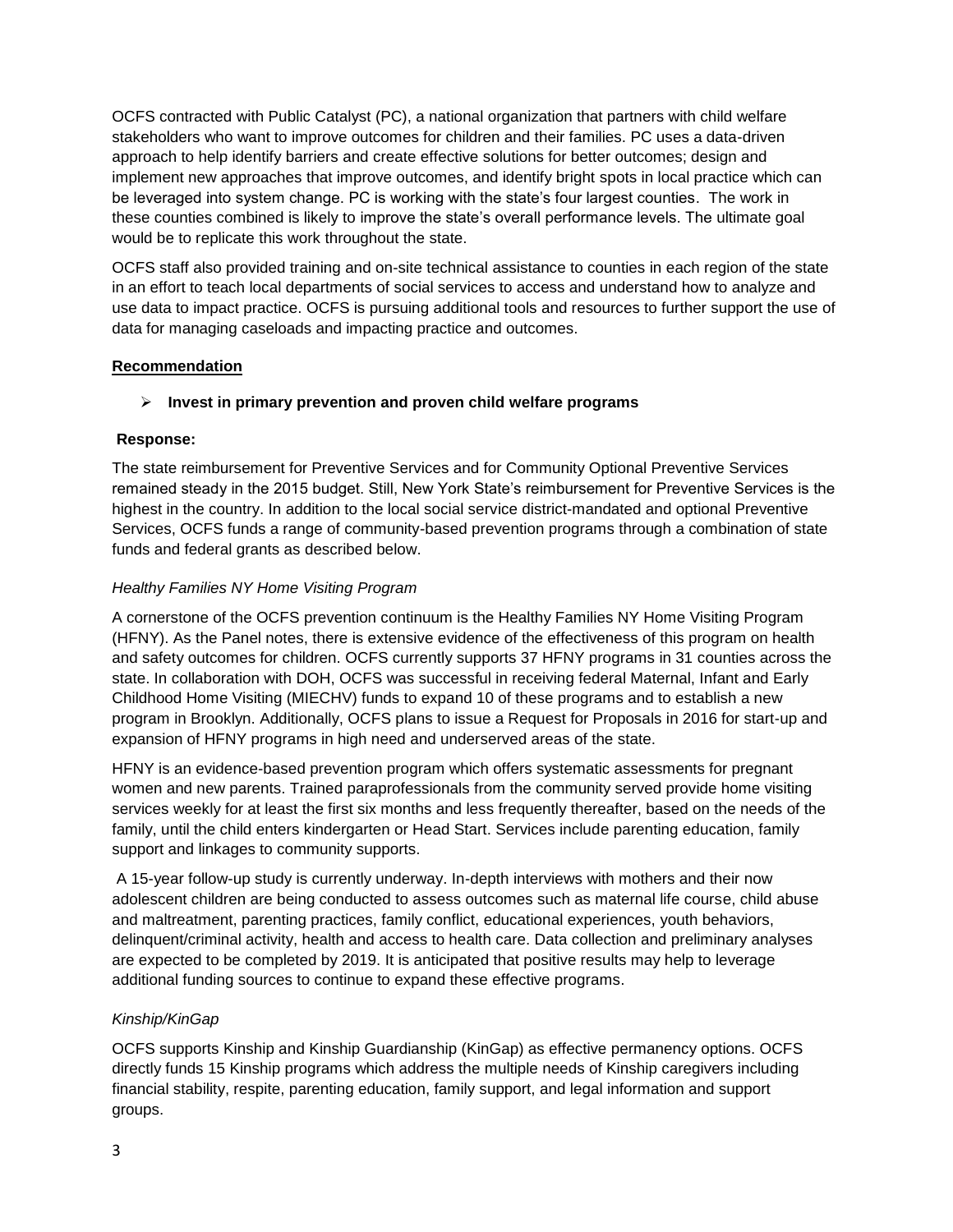OCFS contracted with Public Catalyst (PC), a national organization that partners with child welfare stakeholders who want to improve outcomes for children and their families. PC uses a data-driven approach to help identify barriers and create effective solutions for better outcomes; design and implement new approaches that improve outcomes, and identify bright spots in local practice which can be leveraged into system change. PC is working with the state's four largest counties. The work in these counties combined is likely to improve the state's overall performance levels. The ultimate goal would be to replicate this work throughout the state.

OCFS staff also provided training and on-site technical assistance to counties in each region of the state in an effort to teach local departments of social services to access and understand how to analyze and use data to impact practice. OCFS is pursuing additional tools and resources to further support the use of data for managing caseloads and impacting practice and outcomes.

**Recommendation**

- **Invest in primary prevention and proven child welfare programs**

**Response:**

The state reimbursement for Preventive Services and for Community Optional Preventive Services remained steady in the 2015 budget. Still, New York State's reimbursement for Preventive Services is the highest in the country. In addition to the local social service district-mandated and optional Preventive Services, OCFS funds a range of community-based prevention programs through a combination of state funds and federal grants as described below.

*Healthy Families NY Home Visiting Program*

A cornerstone of the OCFS prevention continuum is the Healthy Families NY Home Visiting Program (HFNY). As the Panel notes, there is extensive evidence of the effectiveness of this program on health and safety outcomes for children. OCFS currently supports 37 HFNY programs in 31 counties across the state. In collaboration with DOH, OCFS was successful in receiving federal Maternal, Infant and Early Childhood Home Visiting (MIECHV) funds to expand 10 of these programs and to establish a new program in Brooklyn. Additionally, OCFS plans to issue a Request for Proposals in 2016 for start-up and expansion of HFNY programs in high need and underserved areas of the state.

HFNY is an evidence-based prevention program which offers systematic assessments for pregnant women and new parents. Trained paraprofessionals from the community served provide home visiting services weekly for at least the first six months and less frequently thereafter, based on the needs of the family, until the child enters kindergarten or Head Start. Services include parenting education, family support and linkages to community supports.

A 15-year follow-up study is currently underway. In-depth interviews with mothers and their now adolescent children are being conducted to assess outcomes such as maternal life course, child abuse and maltreatment, parenting practices, family conflict, educational experiences, youth behaviors, delinquent/criminal activity, health and access to health care. Data collection and preliminary analyses are expected to be completed by 2019. It is anticipated that positive results may help to leverage additional funding sources to continue to expand these effective programs.

*Kinship/KinGap*

OCFS supports Kinship and Kinship Guardianship (KinGap) as effective permanency options. OCFS directly funds 15 Kinship programs which address the multiple needs of Kinship caregivers including financial stability, respite, parenting education, family support, and legal information and support groups.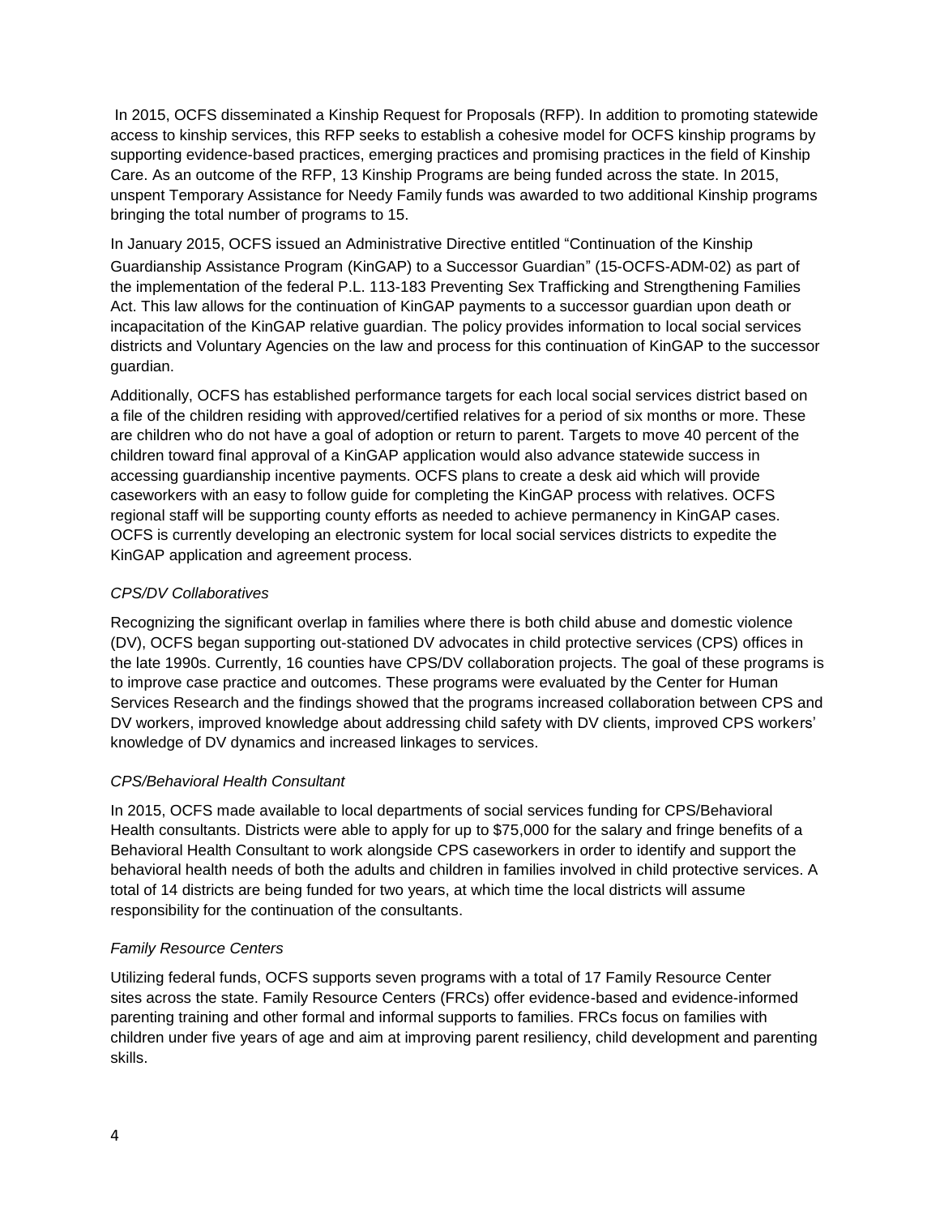In 2015, OCFS disseminated a Kinship Request for Proposals (RFP). In addition to promoting statewide access to kinship services, this RFP seeks to establish a cohesive model for OCFS kinship programs by supporting evidence-based practices, emerging practices and promising practices in the field of Kinship Care. As an outcome of the RFP, 13 Kinship Programs are being funded across the state. In 2015, unspent Temporary Assistance for Needy Family funds was awarded to two additional Kinship programs bringing the total number of programs to 15.

In January 2015, OCFS issued an Administrative Directive entitled "Continuation of the Kinship Guardianship Assistance Program (KinGAP) to a Successor Guardian" (15-OCFS-ADM-02) as part of the implementation of the federal P.L. 113-183 Preventing Sex Trafficking and Strengthening Families Act. This law allows for the continuation of KinGAP payments to a successor guardian upon death or incapacitation of the KinGAP relative guardian. The policy provides information to local social services districts and Voluntary Agencies on the law and process for this continuation of KinGAP to the successor guardian.

Additionally, OCFS has established performance targets for each local social services district based on a file of the children residing with approved/certified relatives for a period of six months or more. These are children who do not have a goal of adoption or return to parent. Targets to move 40 percent of the children toward final approval of a KinGAP application would also advance statewide success in accessing guardianship incentive payments. OCFS plans to create a desk aid which will provide caseworkers with an easy to follow guide for completing the KinGAP process with relatives. OCFS regional staff will be supporting county efforts as needed to achieve permanency in KinGAP cases. OCFS is currently developing an electronic system for local social services districts to expedite the KinGAP application and agreement process.

*CPS/DV Collaboratives*

Recognizing the significant overlap in families where there is both child abuse and domestic violence (DV), OCFS began supporting out-stationed DV advocates in child protective services (CPS) offices in the late 1990s. Currently, 16 counties have CPS/DV collaboration projects. The goal of these programs is to improve case practice and outcomes. These programs were evaluated by the Center for Human Services Research and the findings showed that the programs increased collaboration between CPS and DV workers, improved knowledge about addressing child safety with DV clients, improved CPS workers' knowledge of DV dynamics and increased linkages to services.

*CPS/Behavioral Health Consultant*

In 2015, OCFS made available to local departments of social services funding for CPS/Behavioral Health consultants. Districts were able to apply for up to $75,000 for the salary and fringe benefits of a Behavioral Health Consultant to work alongside CPS caseworkers in order to identify and support the behavioral health needs of both the adults and children in families involved in child protective services. A total of 14 districts are being funded for two years, at which time the local districts will assume responsibility for the continuation of the consultants.

*Family Resource Centers*

Utilizing federal funds, OCFS supports seven programs with a total of 17 Family Resource Center sites across the state. Family Resource Centers (FRCs) offer evidence-based and evidence-informed parenting training and other formal and informal supports to families. FRCs focus on families with children under five years of age and aim at improving parent resiliency, child development and parenting skills.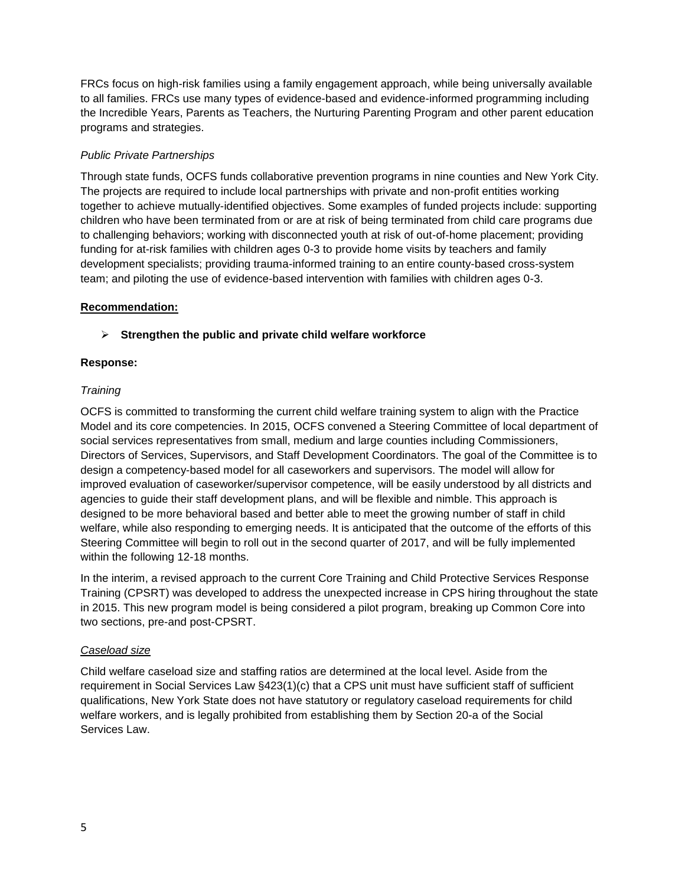FRCs focus on high-risk families using a family engagement approach, while being universally available to all families. FRCs use many types of evidence-based and evidence-informed programming including the Incredible Years, Parents as Teachers, the Nurturing Parenting Program and other parent education programs and strategies.

*Public Private Partnerships*

Through state funds, OCFS funds collaborative prevention programs in nine counties and New York City. The projects are required to include local partnerships with private and non-profit entities working together to achieve mutually-identified objectives. Some examples of funded projects include: supporting children who have been terminated from or are at risk of being terminated from child care programs due to challenging behaviors; working with disconnected youth at risk of out-of-home placement; providing funding for at-risk families with children ages 0-3 to provide home visits by teachers and family development specialists; providing trauma-informed training to an entire county-based cross-system team; and piloting the use of evidence-based intervention with families with children ages 0-3.

**<u>Recommendation:</u>**

- **Strengthen the public and private child welfare workforce**

**Response:**

*Training*

OCFS is committed to transforming the current child welfare training system to align with the Practice Model and its core competencies. In 2015, OCFS convened a Steering Committee of local department of social services representatives from small, medium and large counties including Commissioners, Directors of Services, Supervisors, and Staff Development Coordinators. The goal of the Committee is to design a competency-based model for all caseworkers and supervisors. The model will allow for improved evaluation of caseworker/supervisor competence, will be easily understood by all districts and agencies to guide their staff development plans, and will be flexible and nimble. This approach is designed to be more behavioral based and better able to meet the growing number of staff in child welfare, while also responding to emerging needs. It is anticipated that the outcome of the efforts of this Steering Committee will begin to roll out in the second quarter of 2017, and will be fully implemented within the following 12-18 months.

In the interim, a revised approach to the current Core Training and Child Protective Services Response Training (CPSRT) was developed to address the unexpected increase in CPS hiring throughout the state in 2015. This new program model is being considered a pilot program, breaking up Common Core into two sections, pre-and post-CPSRT.

*<u>Caseload size</u>*

Child welfare caseload size and staffing ratios are determined at the local level. Aside from the requirement in Social Services Law §423(1)(c) that a CPS unit must have sufficient staff of sufficient qualifications, New York State does not have statutory or regulatory caseload requirements for child welfare workers, and is legally prohibited from establishing them by Section 20-a of the Social Services Law.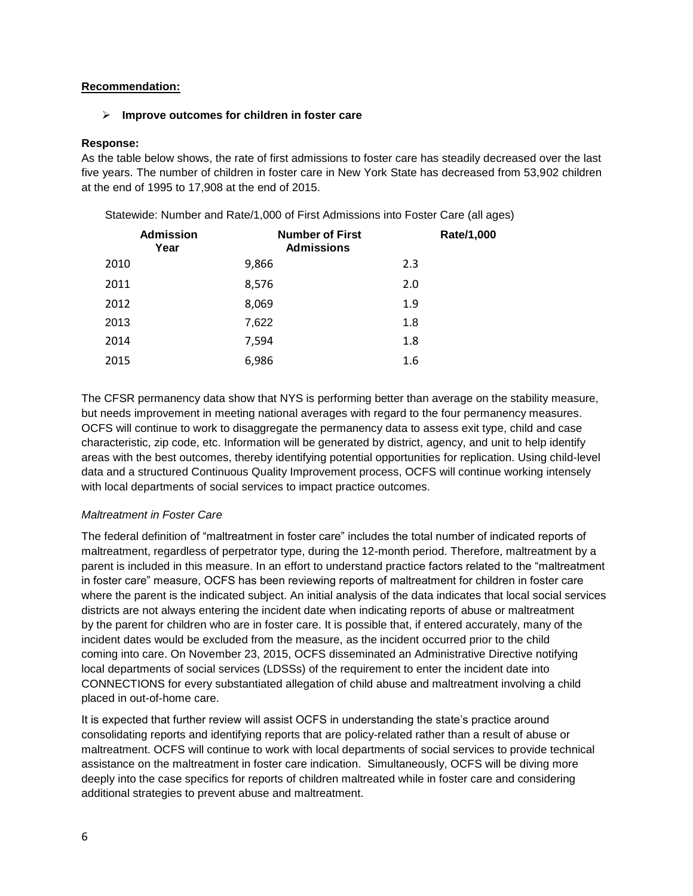**<u>Recommendation:</u>**

- **Improve outcomes for children in foster care**

**Response:**

As the table below shows, the rate of first admissions to foster care has steadily decreased over the last five years. The number of children in foster care in New York State has decreased from 53,902 children at the end of 1995 to 17,908 at the end of 2015.

Statewide: Number and Rate/1,000 of First Admissions into Foster Care (all ages)

| Admission Year | Number of First Admissions | Rate/1,000 |
|---|---|---|
| 2010 | 9,866 | 2.3 |
| 2011 | 8,576 | 2.0 |
| 2012 | 8,069 | 1.9 |
| 2013 | 7,622 | 1.8 |
| 2014 | 7,594 | 1.8 |
| 2015 | 6,986 | 1.6 |

The CFSR permanency data show that NYS is performing better than average on the stability measure, but needs improvement in meeting national averages with regard to the four permanency measures. OCFS will continue to work to disaggregate the permanency data to assess exit type, child and case characteristic, zip code, etc. Information will be generated by district, agency, and unit to help identify areas with the best outcomes, thereby identifying potential opportunities for replication. Using child-level data and a structured Continuous Quality Improvement process, OCFS will continue working intensely with local departments of social services to impact practice outcomes.

*Maltreatment in Foster Care*

The federal definition of "maltreatment in foster care" includes the total number of indicated reports of maltreatment, regardless of perpetrator type, during the 12-month period. Therefore, maltreatment by a parent is included in this measure. In an effort to understand practice factors related to the "maltreatment in foster care" measure, OCFS has been reviewing reports of maltreatment for children in foster care where the parent is the indicated subject. An initial analysis of the data indicates that local social services districts are not always entering the incident date when indicating reports of abuse or maltreatment by the parent for children who are in foster care. It is possible that, if entered accurately, many of the incident dates would be excluded from the measure, as the incident occurred prior to the child coming into care. On November 23, 2015, OCFS disseminated an Administrative Directive notifying local departments of social services (LDSSs) of the requirement to enter the incident date into CONNECTIONS for every substantiated allegation of child abuse and maltreatment involving a child placed in out-of-home care.

It is expected that further review will assist OCFS in understanding the state's practice around consolidating reports and identifying reports that are policy-related rather than a result of abuse or maltreatment. OCFS will continue to work with local departments of social services to provide technical assistance on the maltreatment in foster care indication. Simultaneously, OCFS will be diving more deeply into the case specifics for reports of children maltreated while in foster care and considering additional strategies to prevent abuse and maltreatment.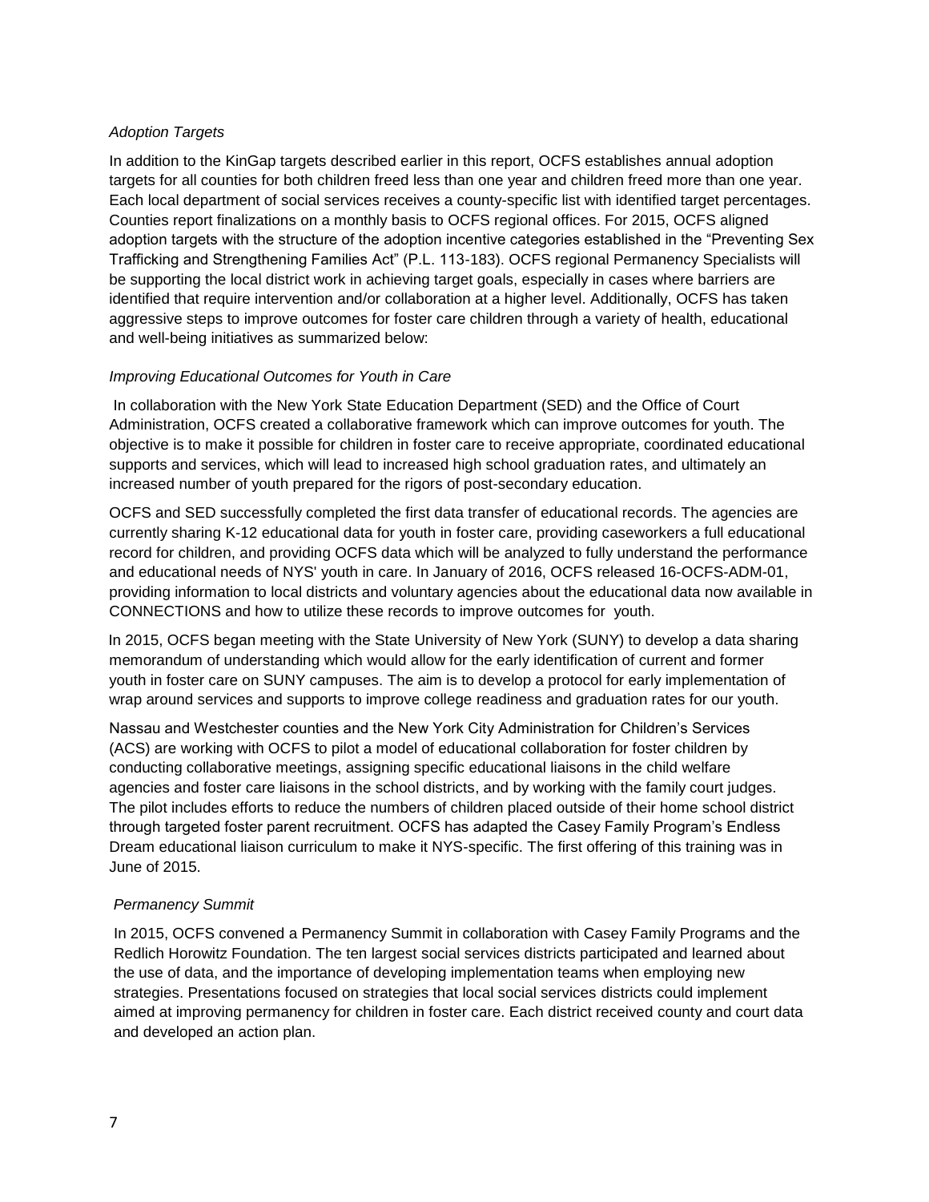*Adoption Targets*

In addition to the KinGap targets described earlier in this report, OCFS establishes annual adoption targets for all counties for both children freed less than one year and children freed more than one year. Each local department of social services receives a county-specific list with identified target percentages. Counties report finalizations on a monthly basis to OCFS regional offices. For 2015, OCFS aligned adoption targets with the structure of the adoption incentive categories established in the "Preventing Sex Trafficking and Strengthening Families Act" (P.L. 113-183). OCFS regional Permanency Specialists will be supporting the local district work in achieving target goals, especially in cases where barriers are identified that require intervention and/or collaboration at a higher level. Additionally, OCFS has taken aggressive steps to improve outcomes for foster care children through a variety of health, educational and well-being initiatives as summarized below:

*Improving Educational Outcomes for Youth in Care*

In collaboration with the New York State Education Department (SED) and the Office of Court Administration, OCFS created a collaborative framework which can improve outcomes for youth. The objective is to make it possible for children in foster care to receive appropriate, coordinated educational supports and services, which will lead to increased high school graduation rates, and ultimately an increased number of youth prepared for the rigors of post-secondary education.

OCFS and SED successfully completed the first data transfer of educational records. The agencies are currently sharing K-12 educational data for youth in foster care, providing caseworkers a full educational record for children, and providing OCFS data which will be analyzed to fully understand the performance and educational needs of NYS' youth in care. In January of 2016, OCFS released 16-OCFS-ADM-01, providing information to local districts and voluntary agencies about the educational data now available in CONNECTIONS and how to utilize these records to improve outcomes for youth.

In 2015, OCFS began meeting with the State University of New York (SUNY) to develop a data sharing memorandum of understanding which would allow for the early identification of current and former youth in foster care on SUNY campuses. The aim is to develop a protocol for early implementation of wrap around services and supports to improve college readiness and graduation rates for our youth.

Nassau and Westchester counties and the New York City Administration for Children's Services (ACS) are working with OCFS to pilot a model of educational collaboration for foster children by conducting collaborative meetings, assigning specific educational liaisons in the child welfare agencies and foster care liaisons in the school districts, and by working with the family court judges. The pilot includes efforts to reduce the numbers of children placed outside of their home school district through targeted foster parent recruitment. OCFS has adapted the Casey Family Program's Endless Dream educational liaison curriculum to make it NYS-specific. The first offering of this training was in June of 2015.

*Permanency Summit*

In 2015, OCFS convened a Permanency Summit in collaboration with Casey Family Programs and the Redlich Horowitz Foundation. The ten largest social services districts participated and learned about the use of data, and the importance of developing implementation teams when employing new strategies. Presentations focused on strategies that local social services districts could implement aimed at improving permanency for children in foster care. Each district received county and court data and developed an action plan.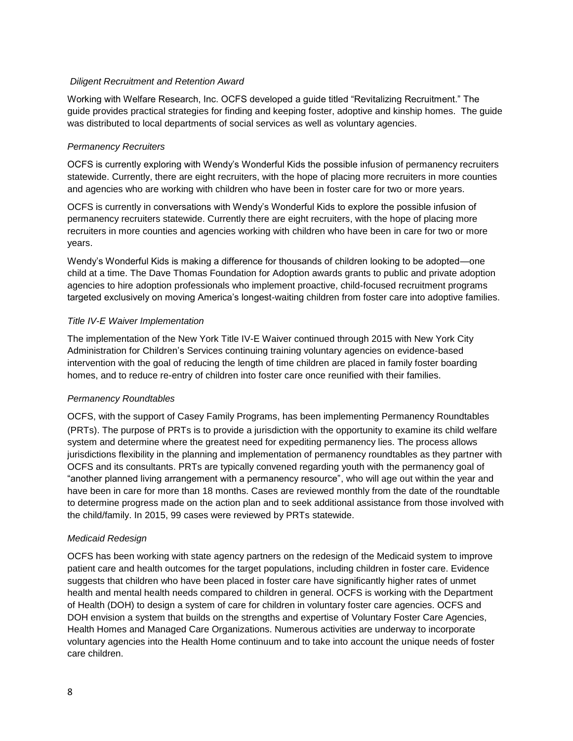*Diligent Recruitment and Retention Award*

Working with Welfare Research, Inc. OCFS developed a guide titled "Revitalizing Recruitment." The guide provides practical strategies for finding and keeping foster, adoptive and kinship homes. The guide was distributed to local departments of social services as well as voluntary agencies.

*Permanency Recruiters*

OCFS is currently exploring with Wendy's Wonderful Kids the possible infusion of permanency recruiters statewide. Currently, there are eight recruiters, with the hope of placing more recruiters in more counties and agencies who are working with children who have been in foster care for two or more years.

OCFS is currently in conversations with Wendy's Wonderful Kids to explore the possible infusion of permanency recruiters statewide. Currently there are eight recruiters, with the hope of placing more recruiters in more counties and agencies working with children who have been in care for two or more years.

Wendy's Wonderful Kids is making a difference for thousands of children looking to be adopted—one child at a time. The Dave Thomas Foundation for Adoption awards grants to public and private adoption agencies to hire adoption professionals who implement proactive, child-focused recruitment programs targeted exclusively on moving America's longest-waiting children from foster care into adoptive families.

*Title IV-E Waiver Implementation*

The implementation of the New York Title IV-E Waiver continued through 2015 with New York City Administration for Children's Services continuing training voluntary agencies on evidence-based intervention with the goal of reducing the length of time children are placed in family foster boarding homes, and to reduce re-entry of children into foster care once reunified with their families.

*Permanency Roundtables*

OCFS, with the support of Casey Family Programs, has been implementing Permanency Roundtables (PRTs). The purpose of PRTs is to provide a jurisdiction with the opportunity to examine its child welfare system and determine where the greatest need for expediting permanency lies. The process allows jurisdictions flexibility in the planning and implementation of permanency roundtables as they partner with OCFS and its consultants. PRTs are typically convened regarding youth with the permanency goal of "another planned living arrangement with a permanency resource", who will age out within the year and have been in care for more than 18 months. Cases are reviewed monthly from the date of the roundtable to determine progress made on the action plan and to seek additional assistance from those involved with the child/family. In 2015, 99 cases were reviewed by PRTs statewide.

*Medicaid Redesign*

OCFS has been working with state agency partners on the redesign of the Medicaid system to improve patient care and health outcomes for the target populations, including children in foster care. Evidence suggests that children who have been placed in foster care have significantly higher rates of unmet health and mental health needs compared to children in general. OCFS is working with the Department of Health (DOH) to design a system of care for children in voluntary foster care agencies. OCFS and DOH envision a system that builds on the strengths and expertise of Voluntary Foster Care Agencies, Health Homes and Managed Care Organizations. Numerous activities are underway to incorporate voluntary agencies into the Health Home continuum and to take into account the unique needs of foster care children.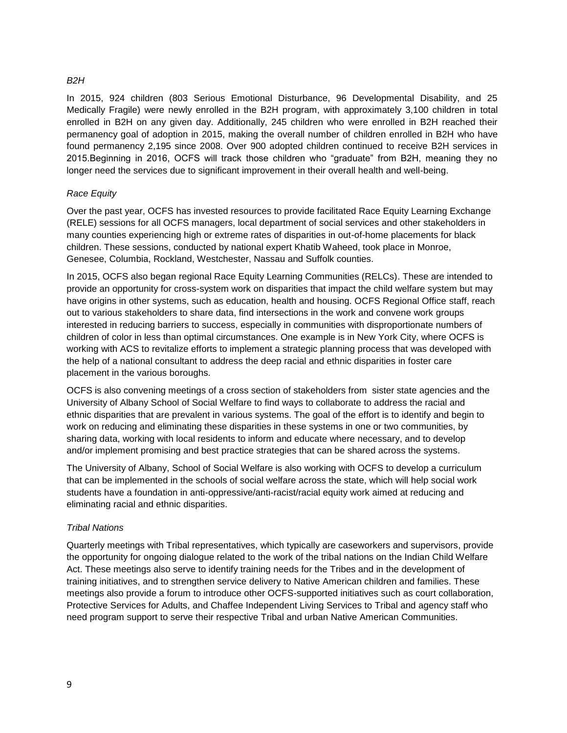*B2H*

In 2015, 924 children (803 Serious Emotional Disturbance, 96 Developmental Disability, and 25 Medically Fragile) were newly enrolled in the B2H program, with approximately 3,100 children in total enrolled in B2H on any given day. Additionally, 245 children who were enrolled in B2H reached their permanency goal of adoption in 2015, making the overall number of children enrolled in B2H who have found permanency 2,195 since 2008. Over 900 adopted children continued to receive B2H services in 2015.Beginning in 2016, OCFS will track those children who "graduate" from B2H, meaning they no longer need the services due to significant improvement in their overall health and well-being.

*Race Equity*

Over the past year, OCFS has invested resources to provide facilitated Race Equity Learning Exchange (RELE) sessions for all OCFS managers, local department of social services and other stakeholders in many counties experiencing high or extreme rates of disparities in out-of-home placements for black children. These sessions, conducted by national expert Khatib Waheed, took place in Monroe, Genesee, Columbia, Rockland, Westchester, Nassau and Suffolk counties.

In 2015, OCFS also began regional Race Equity Learning Communities (RELCs). These are intended to provide an opportunity for cross-system work on disparities that impact the child welfare system but may have origins in other systems, such as education, health and housing. OCFS Regional Office staff, reach out to various stakeholders to share data, find intersections in the work and convene work groups interested in reducing barriers to success, especially in communities with disproportionate numbers of children of color in less than optimal circumstances. One example is in New York City, where OCFS is working with ACS to revitalize efforts to implement a strategic planning process that was developed with the help of a national consultant to address the deep racial and ethnic disparities in foster care placement in the various boroughs.

OCFS is also convening meetings of a cross section of stakeholders from sister state agencies and the University of Albany School of Social Welfare to find ways to collaborate to address the racial and ethnic disparities that are prevalent in various systems. The goal of the effort is to identify and begin to work on reducing and eliminating these disparities in these systems in one or two communities, by sharing data, working with local residents to inform and educate where necessary, and to develop and/or implement promising and best practice strategies that can be shared across the systems.

The University of Albany, School of Social Welfare is also working with OCFS to develop a curriculum that can be implemented in the schools of social welfare across the state, which will help social work students have a foundation in anti-oppressive/anti-racist/racial equity work aimed at reducing and eliminating racial and ethnic disparities.

*Tribal Nations*

Quarterly meetings with Tribal representatives, which typically are caseworkers and supervisors, provide the opportunity for ongoing dialogue related to the work of the tribal nations on the Indian Child Welfare Act. These meetings also serve to identify training needs for the Tribes and in the development of training initiatives, and to strengthen service delivery to Native American children and families. These meetings also provide a forum to introduce other OCFS-supported initiatives such as court collaboration, Protective Services for Adults, and Chaffee Independent Living Services to Tribal and agency staff who need program support to serve their respective Tribal and urban Native American Communities.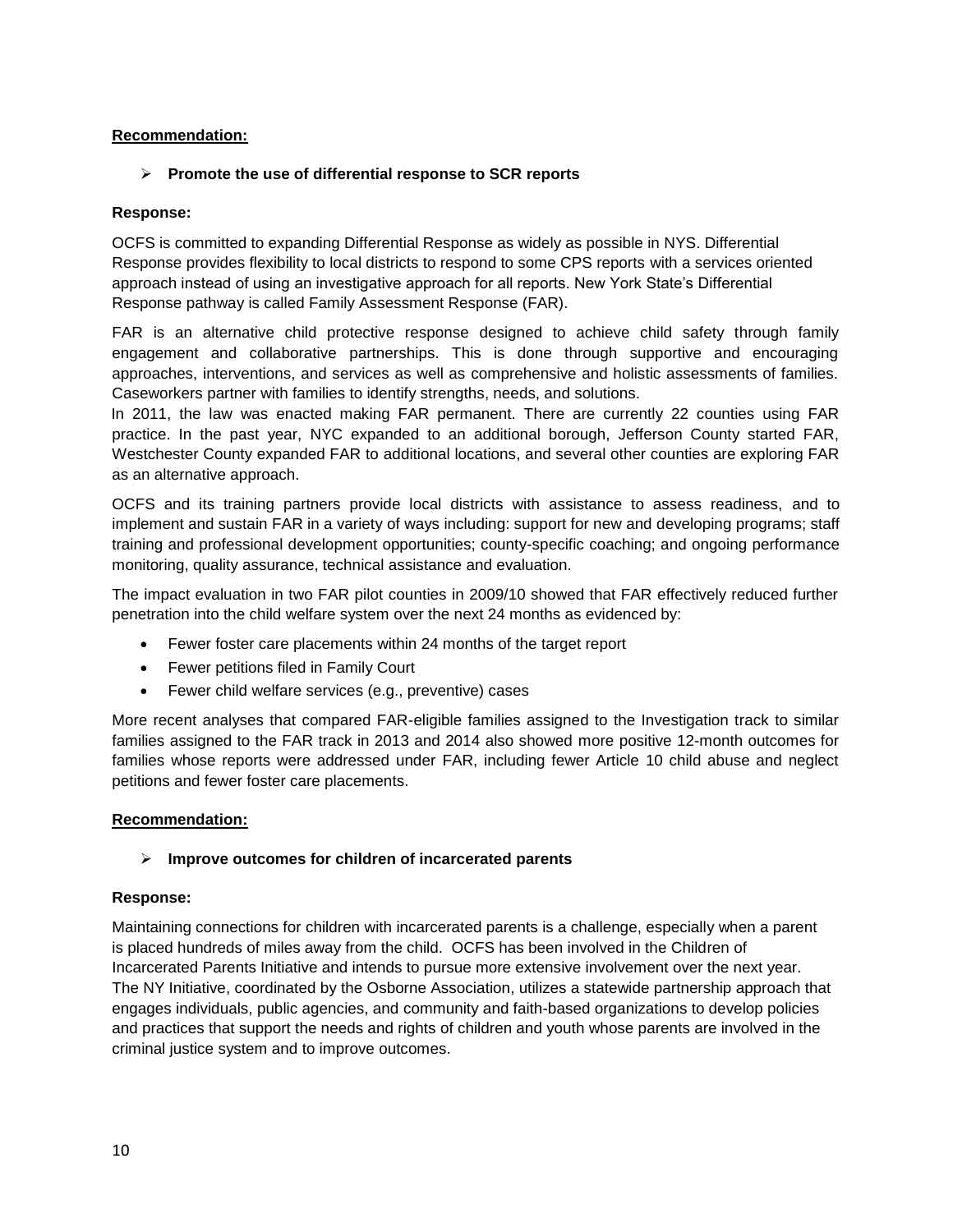**<u>Recommendation:</u>**

- **Promote the use of differential response to SCR reports**

**Response:**

OCFS is committed to expanding Differential Response as widely as possible in NYS. Differential Response provides flexibility to local districts to respond to some CPS reports with a services oriented approach instead of using an investigative approach for all reports. New York State's Differential Response pathway is called Family Assessment Response (FAR).

FAR is an alternative child protective response designed to achieve child safety through family engagement and collaborative partnerships. This is done through supportive and encouraging approaches, interventions, and services as well as comprehensive and holistic assessments of families. Caseworkers partner with families to identify strengths, needs, and solutions.

In 2011, the law was enacted making FAR permanent. There are currently 22 counties using FAR practice. In the past year, NYC expanded to an additional borough, Jefferson County started FAR, Westchester County expanded FAR to additional locations, and several other counties are exploring FAR as an alternative approach.

OCFS and its training partners provide local districts with assistance to assess readiness, and to implement and sustain FAR in a variety of ways including: support for new and developing programs; staff training and professional development opportunities; county-specific coaching; and ongoing performance monitoring, quality assurance, technical assistance and evaluation.

The impact evaluation in two FAR pilot counties in 2009/10 showed that FAR effectively reduced further penetration into the child welfare system over the next 24 months as evidenced by:

- Fewer foster care placements within 24 months of the target report
- Fewer petitions filed in Family Court
- Fewer child welfare services (e.g., preventive) cases

More recent analyses that compared FAR-eligible families assigned to the Investigation track to similar families assigned to the FAR track in 2013 and 2014 also showed more positive 12-month outcomes for families whose reports were addressed under FAR, including fewer Article 10 child abuse and neglect petitions and fewer foster care placements.

**<u>Recommendation:</u>**

- **Improve outcomes for children of incarcerated parents**

**Response:**

Maintaining connections for children with incarcerated parents is a challenge, especially when a parent is placed hundreds of miles away from the child. OCFS has been involved in the Children of Incarcerated Parents Initiative and intends to pursue more extensive involvement over the next year. The NY Initiative, coordinated by the Osborne Association, utilizes a statewide partnership approach that engages individuals, public agencies, and community and faith-based organizations to develop policies and practices that support the needs and rights of children and youth whose parents are involved in the criminal justice system and to improve outcomes.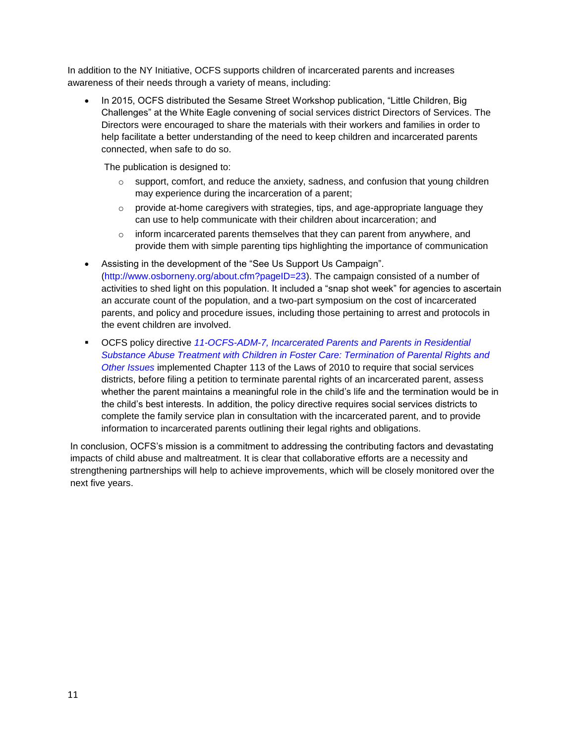In addition to the NY Initiative, OCFS supports children of incarcerated parents and increases awareness of their needs through a variety of means, including:

- In 2015, OCFS distributed the Sesame Street Workshop publication, "Little Children, Big Challenges" at the White Eagle convening of social services district Directors of Services. The Directors were encouraged to share the materials with their workers and families in order to help facilitate a better understanding of the need to keep children and incarcerated parents connected, when safe to do so.

  The publication is designed to:

  - support, comfort, and reduce the anxiety, sadness, and confusion that young children may experience during the incarceration of a parent;
  - provide at-home caregivers with strategies, tips, and age-appropriate language they can use to help communicate with their children about incarceration; and
  - inform incarcerated parents themselves that they can parent from anywhere, and provide them with simple parenting tips highlighting the importance of communication

- Assisting in the development of the "See Us Support Us Campaign". (http://www.osborneny.org/about.cfm?pageID=23). The campaign consisted of a number of activities to shed light on this population. It included a "snap shot week" for agencies to ascertain an accurate count of the population, and a two-part symposium on the cost of incarcerated parents, and policy and procedure issues, including those pertaining to arrest and protocols in the event children are involved.

- OCFS policy directive *11-OCFS-ADM-7, Incarcerated Parents and Parents in Residential Substance Abuse Treatment with Children in Foster Care: Termination of Parental Rights and Other Issues* implemented Chapter 113 of the Laws of 2010 to require that social services districts, before filing a petition to terminate parental rights of an incarcerated parent, assess whether the parent maintains a meaningful role in the child's life and the termination would be in the child's best interests. In addition, the policy directive requires social services districts to complete the family service plan in consultation with the incarcerated parent, and to provide information to incarcerated parents outlining their legal rights and obligations.

In conclusion, OCFS's mission is a commitment to addressing the contributing factors and devastating impacts of child abuse and maltreatment. It is clear that collaborative efforts are a necessity and strengthening partnerships will help to achieve improvements, which will be closely monitored over the next five years.